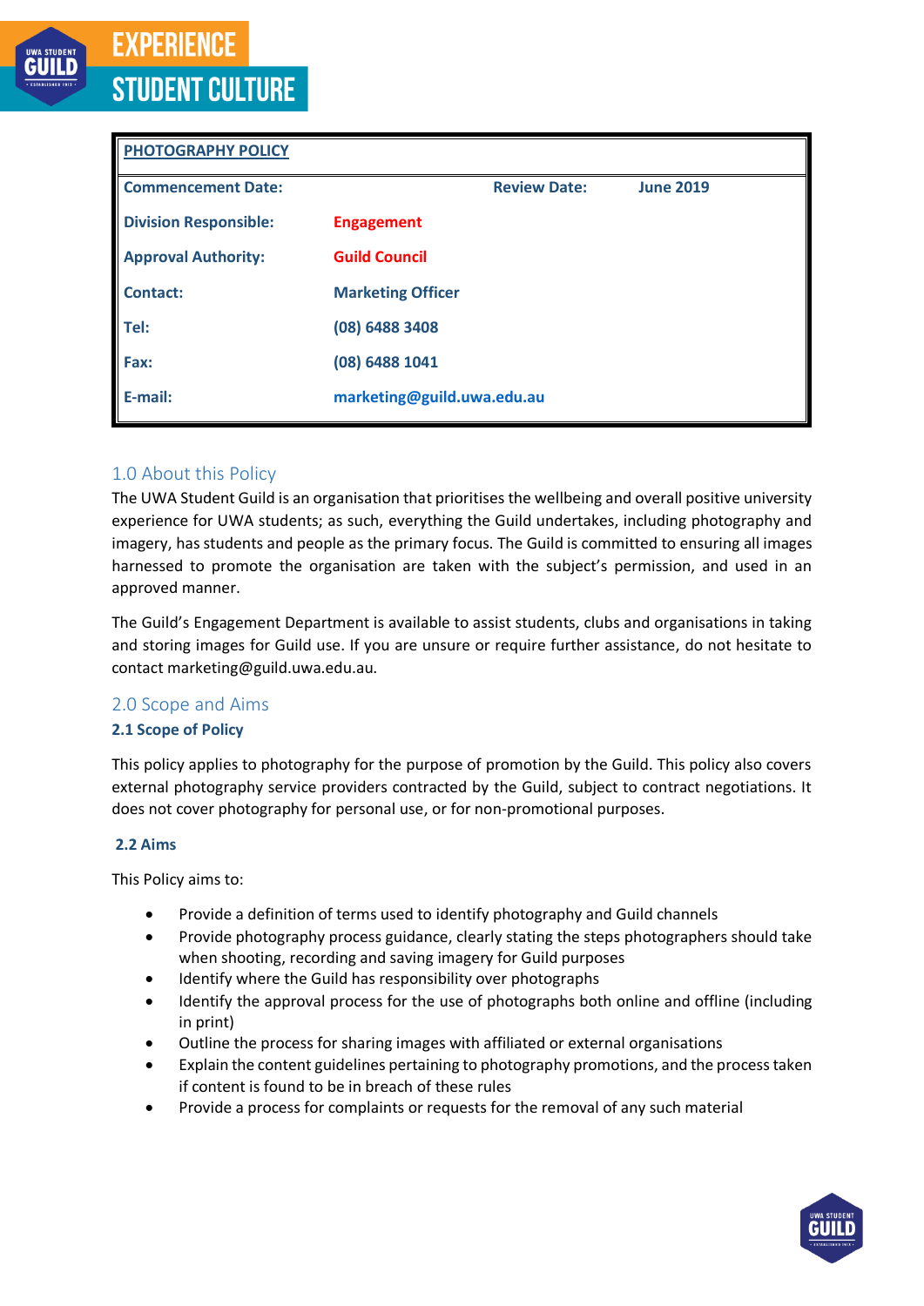**EXPERIENCE STUDENT CULTURE**

| PHOTOGRAPHY POLICY | | | |
|---|---|---|---|
| **Commencement Date:** | | **Review Date:** | **June 2019** |
| **Division Responsible:** | **Engagement** | | |
| **Approval Authority:** | **Guild Council** | | |
| **Contact:** | **Marketing Officer** | | |
| **Tel:** | **(08) 6488 3408** | | |
| **Fax:** | **(08) 6488 1041** | | |
| **E-mail:** | **marketing@guild.uwa.edu.au** | | |

## 1.0 About this Policy

The UWA Student Guild is an organisation that prioritises the wellbeing and overall positive university experience for UWA students; as such, everything the Guild undertakes, including photography and imagery, has students and people as the primary focus. The Guild is committed to ensuring all images harnessed to promote the organisation are taken with the subject's permission, and used in an approved manner.

The Guild's Engagement Department is available to assist students, clubs and organisations in taking and storing images for Guild use. If you are unsure or require further assistance, do not hesitate to contact marketing@guild.uwa.edu.au.

## 2.0 Scope and Aims

### 2.1 Scope of Policy

This policy applies to photography for the purpose of promotion by the Guild. This policy also covers external photography service providers contracted by the Guild, subject to contract negotiations. It does not cover photography for personal use, or for non-promotional purposes.

### 2.2 Aims

This Policy aims to:

- Provide a definition of terms used to identify photography and Guild channels
- Provide photography process guidance, clearly stating the steps photographers should take when shooting, recording and saving imagery for Guild purposes
- Identify where the Guild has responsibility over photographs
- Identify the approval process for the use of photographs both online and offline (including in print)
- Outline the process for sharing images with affiliated or external organisations
- Explain the content guidelines pertaining to photography promotions, and the process taken if content is found to be in breach of these rules
- Provide a process for complaints or requests for the removal of any such material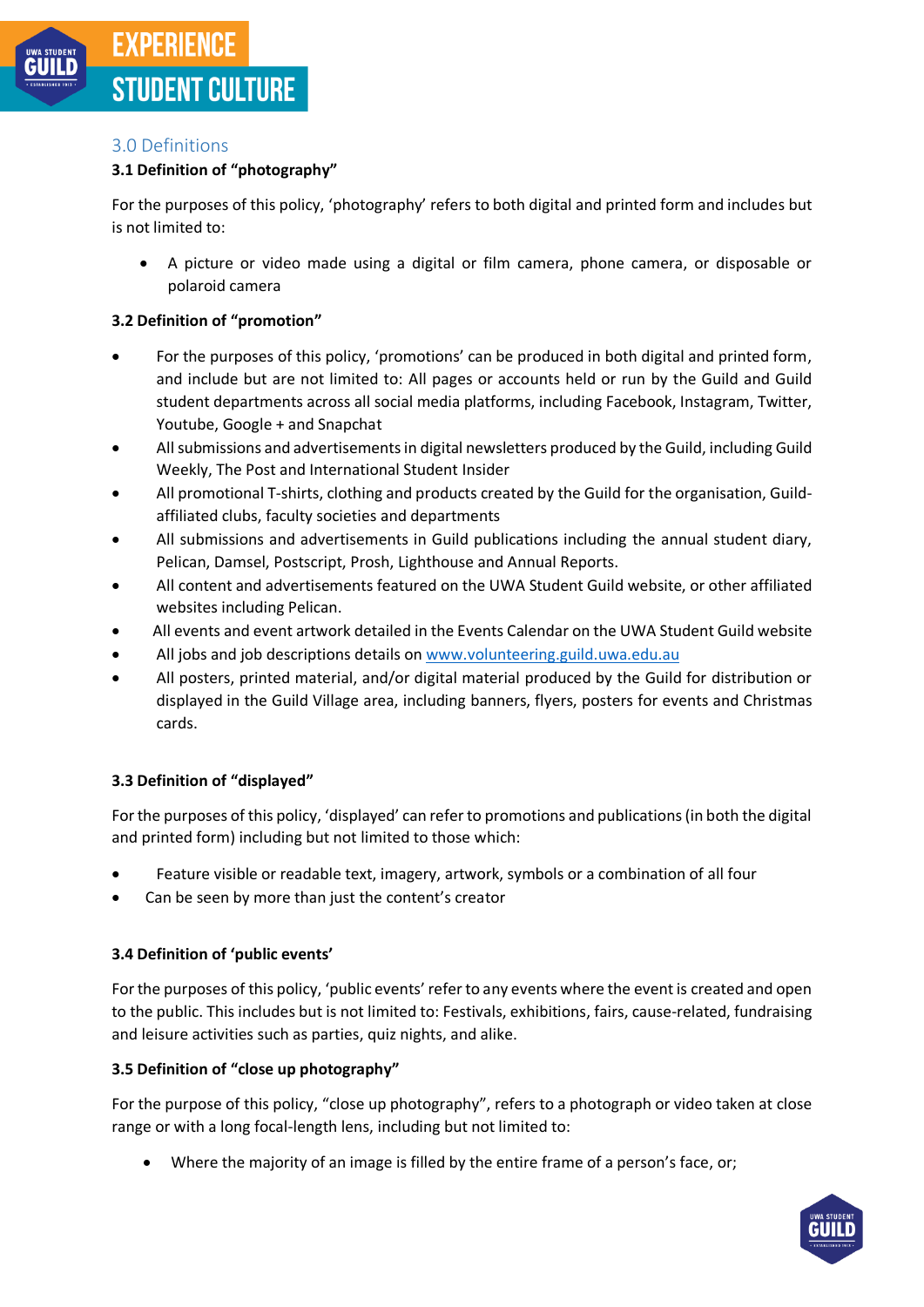## 3.0 Definitions

### 3.1 Definition of "photography"

For the purposes of this policy, 'photography' refers to both digital and printed form and includes but is not limited to:

- A picture or video made using a digital or film camera, phone camera, or disposable or polaroid camera

### 3.2 Definition of "promotion"

- For the purposes of this policy, 'promotions' can be produced in both digital and printed form, and include but are not limited to: All pages or accounts held or run by the Guild and Guild student departments across all social media platforms, including Facebook, Instagram, Twitter, Youtube, Google + and Snapchat
- All submissions and advertisements in digital newsletters produced by the Guild, including Guild Weekly, The Post and International Student Insider
- All promotional T-shirts, clothing and products created by the Guild for the organisation, Guild-affiliated clubs, faculty societies and departments
- All submissions and advertisements in Guild publications including the annual student diary, Pelican, Damsel, Postscript, Prosh, Lighthouse and Annual Reports.
- All content and advertisements featured on the UWA Student Guild website, or other affiliated websites including Pelican.
- All events and event artwork detailed in the Events Calendar on the UWA Student Guild website
- All jobs and job descriptions details on www.volunteering.guild.uwa.edu.au
- All posters, printed material, and/or digital material produced by the Guild for distribution or displayed in the Guild Village area, including banners, flyers, posters for events and Christmas cards.

### 3.3 Definition of "displayed"

For the purposes of this policy, 'displayed' can refer to promotions and publications (in both the digital and printed form) including but not limited to those which:

- Feature visible or readable text, imagery, artwork, symbols or a combination of all four
- Can be seen by more than just the content's creator

### 3.4 Definition of 'public events'

For the purposes of this policy, 'public events' refer to any events where the event is created and open to the public. This includes but is not limited to: Festivals, exhibitions, fairs, cause-related, fundraising and leisure activities such as parties, quiz nights, and alike.

### 3.5 Definition of "close up photography"

For the purpose of this policy, "close up photography", refers to a photograph or video taken at close range or with a long focal-length lens, including but not limited to:

- Where the majority of an image is filled by the entire frame of a person's face, or;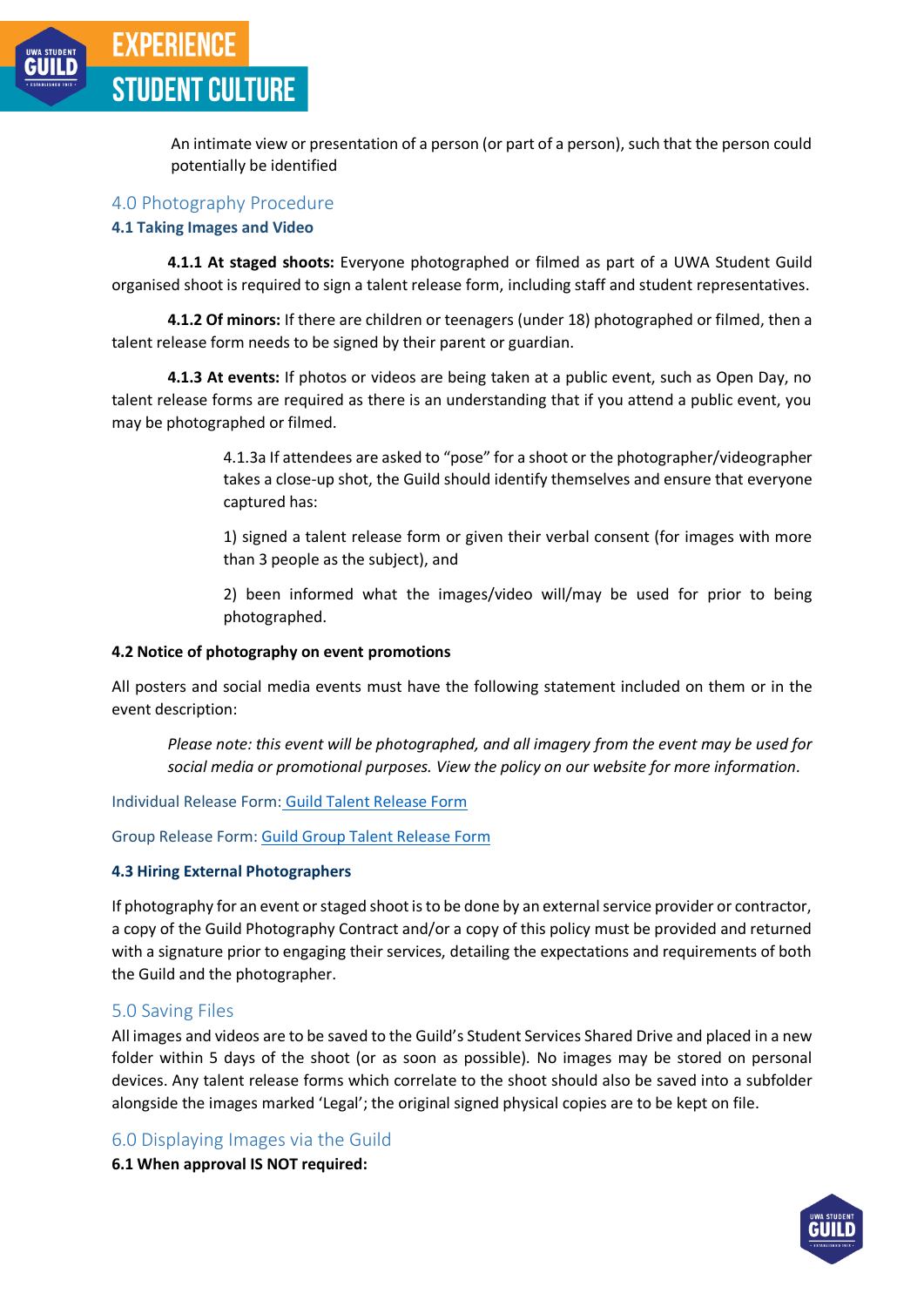An intimate view or presentation of a person (or part of a person), such that the person could potentially be identified

## 4.0 Photography Procedure

### 4.1 Taking Images and Video

**4.1.1 At staged shoots:** Everyone photographed or filmed as part of a UWA Student Guild organised shoot is required to sign a talent release form, including staff and student representatives.

**4.1.2 Of minors:** If there are children or teenagers (under 18) photographed or filmed, then a talent release form needs to be signed by their parent or guardian.

**4.1.3 At events:** If photos or videos are being taken at a public event, such as Open Day, no talent release forms are required as there is an understanding that if you attend a public event, you may be photographed or filmed.

> 4.1.3a If attendees are asked to "pose" for a shoot or the photographer/videographer takes a close-up shot, the Guild should identify themselves and ensure that everyone captured has:
>
> 1) signed a talent release form or given their verbal consent (for images with more than 3 people as the subject), and
>
> 2) been informed what the images/video will/may be used for prior to being photographed.

### 4.2 Notice of photography on event promotions

All posters and social media events must have the following statement included on them or in the event description:

> *Please note: this event will be photographed, and all imagery from the event may be used for social media or promotional purposes. View the policy on our website for more information.*

Individual Release Form: Guild Talent Release Form

Group Release Form: Guild Group Talent Release Form

### 4.3 Hiring External Photographers

If photography for an event or staged shoot is to be done by an external service provider or contractor, a copy of the Guild Photography Contract and/or a copy of this policy must be provided and returned with a signature prior to engaging their services, detailing the expectations and requirements of both the Guild and the photographer.

## 5.0 Saving Files

All images and videos are to be saved to the Guild's Student Services Shared Drive and placed in a new folder within 5 days of the shoot (or as soon as possible). No images may be stored on personal devices. Any talent release forms which correlate to the shoot should also be saved into a subfolder alongside the images marked 'Legal'; the original signed physical copies are to be kept on file.

## 6.0 Displaying Images via the Guild

### 6.1 When approval IS NOT required: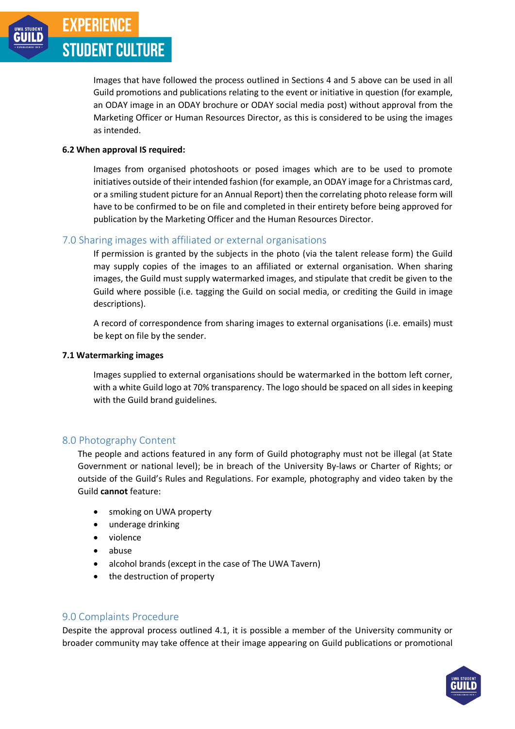Images that have followed the process outlined in Sections 4 and 5 above can be used in all Guild promotions and publications relating to the event or initiative in question (for example, an ODAY image in an ODAY brochure or ODAY social media post) without approval from the Marketing Officer or Human Resources Director, as this is considered to be using the images as intended.

**6.2 When approval IS required:**

Images from organised photoshoots or posed images which are to be used to promote initiatives outside of their intended fashion (for example, an ODAY image for a Christmas card, or a smiling student picture for an Annual Report) then the correlating photo release form will have to be confirmed to be on file and completed in their entirety before being approved for publication by the Marketing Officer and the Human Resources Director.

## 7.0 Sharing images with affiliated or external organisations

If permission is granted by the subjects in the photo (via the talent release form) the Guild may supply copies of the images to an affiliated or external organisation. When sharing images, the Guild must supply watermarked images, and stipulate that credit be given to the Guild where possible (i.e. tagging the Guild on social media, or crediting the Guild in image descriptions).

A record of correspondence from sharing images to external organisations (i.e. emails) must be kept on file by the sender.

**7.1 Watermarking images**

Images supplied to external organisations should be watermarked in the bottom left corner, with a white Guild logo at 70% transparency. The logo should be spaced on all sides in keeping with the Guild brand guidelines.

## 8.0 Photography Content

The people and actions featured in any form of Guild photography must not be illegal (at State Government or national level); be in breach of the University By-laws or Charter of Rights; or outside of the Guild's Rules and Regulations. For example, photography and video taken by the Guild **cannot** feature:

- smoking on UWA property
- underage drinking
- violence
- abuse
- alcohol brands (except in the case of The UWA Tavern)
- the destruction of property

## 9.0 Complaints Procedure

Despite the approval process outlined 4.1, it is possible a member of the University community or broader community may take offence at their image appearing on Guild publications or promotional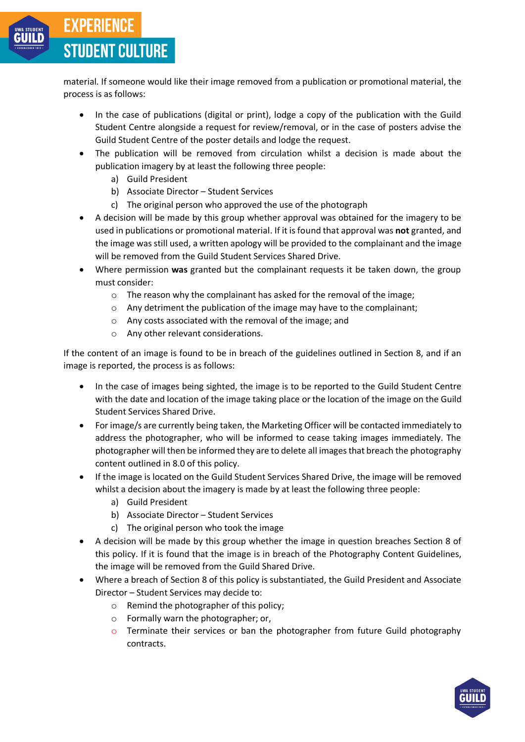material. If someone would like their image removed from a publication or promotional material, the process is as follows:

- In the case of publications (digital or print), lodge a copy of the publication with the Guild Student Centre alongside a request for review/removal, or in the case of posters advise the Guild Student Centre of the poster details and lodge the request.
- The publication will be removed from circulation whilst a decision is made about the publication imagery by at least the following three people:
  a) Guild President
  b) Associate Director – Student Services
  c) The original person who approved the use of the photograph
- A decision will be made by this group whether approval was obtained for the imagery to be used in publications or promotional material. If it is found that approval was **not** granted, and the image was still used, a written apology will be provided to the complainant and the image will be removed from the Guild Student Services Shared Drive.
- Where permission **was** granted but the complainant requests it be taken down, the group must consider:
  - The reason why the complainant has asked for the removal of the image;
  - Any detriment the publication of the image may have to the complainant;
  - Any costs associated with the removal of the image; and
  - Any other relevant considerations.

If the content of an image is found to be in breach of the guidelines outlined in Section 8, and if an image is reported, the process is as follows:

- In the case of images being sighted, the image is to be reported to the Guild Student Centre with the date and location of the image taking place or the location of the image on the Guild Student Services Shared Drive.
- For image/s are currently being taken, the Marketing Officer will be contacted immediately to address the photographer, who will be informed to cease taking images immediately. The photographer will then be informed they are to delete all images that breach the photography content outlined in 8.0 of this policy.
- If the image is located on the Guild Student Services Shared Drive, the image will be removed whilst a decision about the imagery is made by at least the following three people:
  a) Guild President
  b) Associate Director – Student Services
  c) The original person who took the image
- A decision will be made by this group whether the image in question breaches Section 8 of this policy. If it is found that the image is in breach of the Photography Content Guidelines, the image will be removed from the Guild Shared Drive.
- Where a breach of Section 8 of this policy is substantiated, the Guild President and Associate Director – Student Services may decide to:
  - Remind the photographer of this policy;
  - Formally warn the photographer; or,
  - Terminate their services or ban the photographer from future Guild photography contracts.